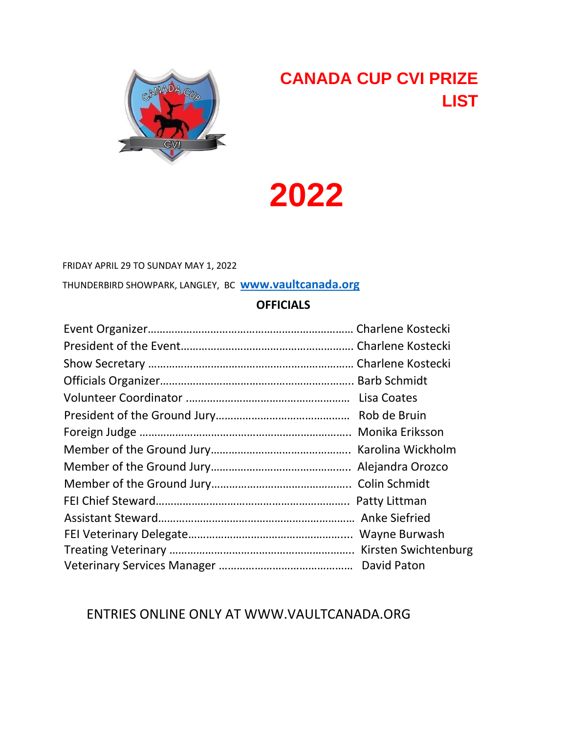# CANADA CUP CVI PRIZE LIST

# 2022

FRIDAY APRIL 29 TO SUNDAY MAY 1, 2022

THUNDERBIRD SHOWPARK, LANGLEY, BC **www.vaultcanada.org**

## OFFICIALS

| | |
|---|---|
| Event Organizer | Charlene Kostecki |
| President of the Event | Charlene Kostecki |
| Show Secretary | Charlene Kostecki |
| Officials Organizer | Barb Schmidt |
| Volunteer Coordinator | Lisa Coates |
| President of the Ground Jury | Rob de Bruin |
| Foreign Judge | Monika Eriksson |
| Member of the Ground Jury | Karolina Wickholm |
| Member of the Ground Jury | Alejandra Orozco |
| Member of the Ground Jury | Colin Schmidt |
| FEI Chief Steward | Patty Littman |
| Assistant Steward | Anke Siefried |
| FEI Veterinary Delegate | Wayne Burwash |
| Treating Veterinary | Kirsten Swichtenburg |
| Veterinary Services Manager | David Paton |

ENTRIES ONLINE ONLY AT WWW.VAULTCANADA.ORG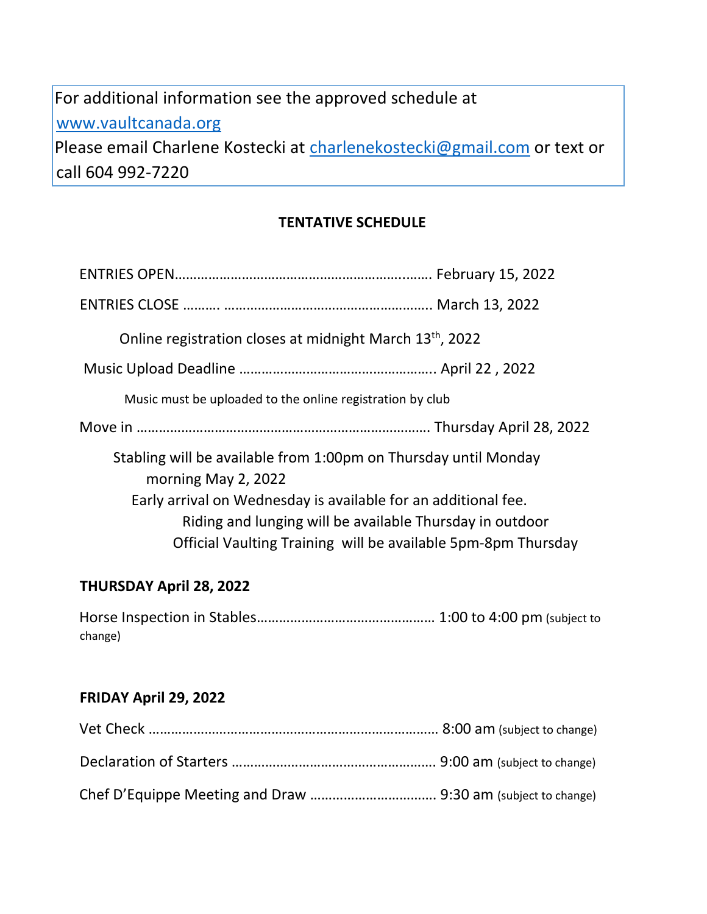For additional information see the approved schedule at [www.vaultcanada.org](http://www.vaultcanada.org)
Please email Charlene Kostecki at [charlenekostecki@gmail.com](mailto:charlenekostecki@gmail.com) or text or call 604 992-7220

## TENTATIVE SCHEDULE

ENTRIES OPEN………………………………………………………… February 15, 2022

ENTRIES CLOSE ………. ……………………………………………… March 13, 2022

Online registration closes at midnight March 13th, 2022

Music Upload Deadline …………………………………………… April 22 , 2022

Music must be uploaded to the online registration by club

Move in ………………………………………………………………… Thursday April 28, 2022

Stabling will be available from 1:00pm on Thursday until Monday morning May 2, 2022
Early arrival on Wednesday is available for an additional fee.
Riding and lunging will be available Thursday in outdoor
Official Vaulting Training will be available 5pm-8pm Thursday

**THURSDAY April 28, 2022**

Horse Inspection in Stables……………………………………… 1:00 to 4:00 pm (subject to change)

**FRIDAY April 29, 2022**

Vet Check ………………………………………………………………… 8:00 am (subject to change)

Declaration of Starters ……………………………………………… 9:00 am (subject to change)

Chef D'Equippe Meeting and Draw …………………………… 9:30 am (subject to change)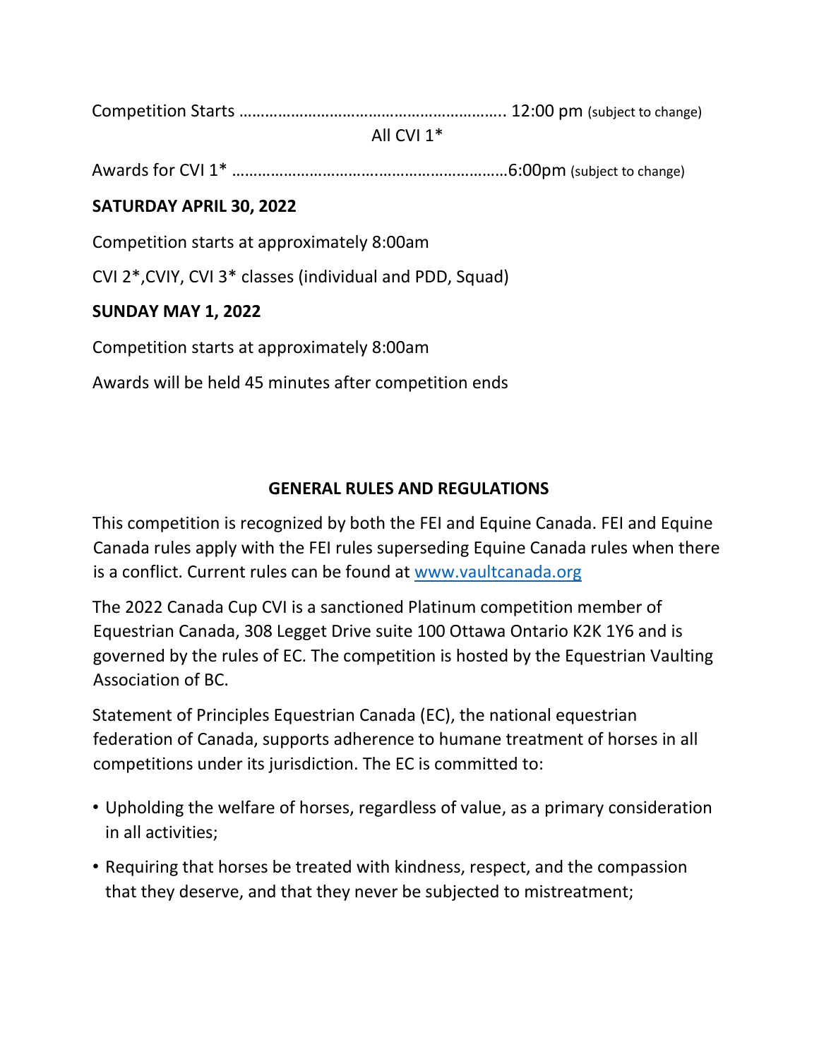Competition Starts …………………………………………………….. 12:00 pm (subject to change)

All CVI 1*

Awards for CVI 1* ………………………………………………………6:00pm (subject to change)

**SATURDAY APRIL 30, 2022**

Competition starts at approximately 8:00am

CVI 2*,CVIY, CVI 3* classes (individual and PDD, Squad)

**SUNDAY MAY 1, 2022**

Competition starts at approximately 8:00am

Awards will be held 45 minutes after competition ends

## GENERAL RULES AND REGULATIONS

This competition is recognized by both the FEI and Equine Canada. FEI and Equine Canada rules apply with the FEI rules superseding Equine Canada rules when there is a conflict. Current rules can be found at [www.vaultcanada.org](http://www.vaultcanada.org)

The 2022 Canada Cup CVI is a sanctioned Platinum competition member of Equestrian Canada, 308 Legget Drive suite 100 Ottawa Ontario K2K 1Y6 and is governed by the rules of EC. The competition is hosted by the Equestrian Vaulting Association of BC.

Statement of Principles Equestrian Canada (EC), the national equestrian federation of Canada, supports adherence to humane treatment of horses in all competitions under its jurisdiction. The EC is committed to:

- Upholding the welfare of horses, regardless of value, as a primary consideration in all activities;
- Requiring that horses be treated with kindness, respect, and the compassion that they deserve, and that they never be subjected to mistreatment;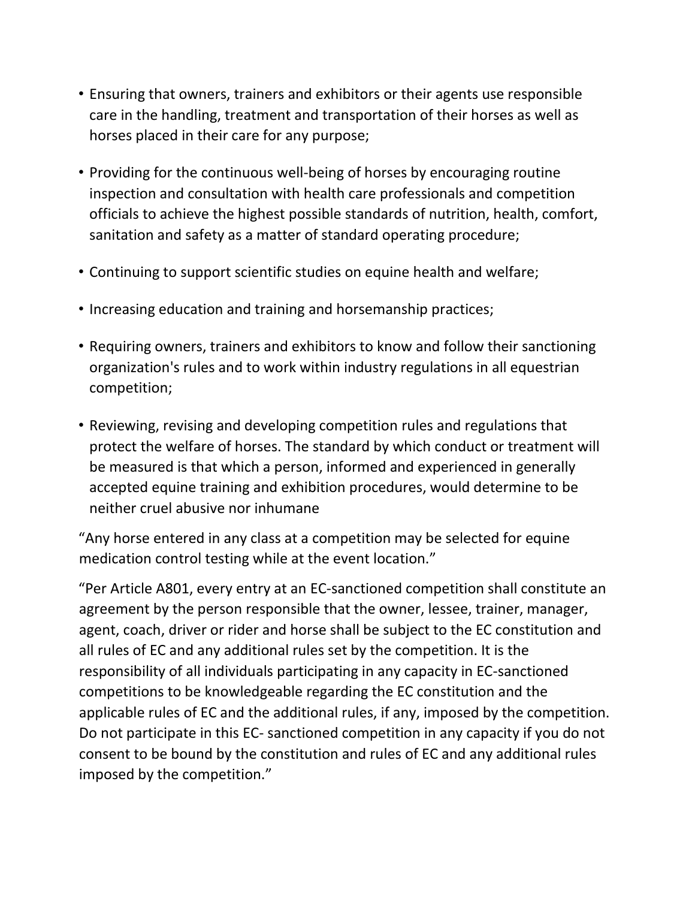- Ensuring that owners, trainers and exhibitors or their agents use responsible care in the handling, treatment and transportation of their horses as well as horses placed in their care for any purpose;
- Providing for the continuous well-being of horses by encouraging routine inspection and consultation with health care professionals and competition officials to achieve the highest possible standards of nutrition, health, comfort, sanitation and safety as a matter of standard operating procedure;
- Continuing to support scientific studies on equine health and welfare;
- Increasing education and training and horsemanship practices;
- Requiring owners, trainers and exhibitors to know and follow their sanctioning organization's rules and to work within industry regulations in all equestrian competition;
- Reviewing, revising and developing competition rules and regulations that protect the welfare of horses. The standard by which conduct or treatment will be measured is that which a person, informed and experienced in generally accepted equine training and exhibition procedures, would determine to be neither cruel abusive nor inhumane

“Any horse entered in any class at a competition may be selected for equine medication control testing while at the event location.”

“Per Article A801, every entry at an EC-sanctioned competition shall constitute an agreement by the person responsible that the owner, lessee, trainer, manager, agent, coach, driver or rider and horse shall be subject to the EC constitution and all rules of EC and any additional rules set by the competition. It is the responsibility of all individuals participating in any capacity in EC-sanctioned competitions to be knowledgeable regarding the EC constitution and the applicable rules of EC and the additional rules, if any, imposed by the competition. Do not participate in this EC- sanctioned competition in any capacity if you do not consent to be bound by the constitution and rules of EC and any additional rules imposed by the competition.”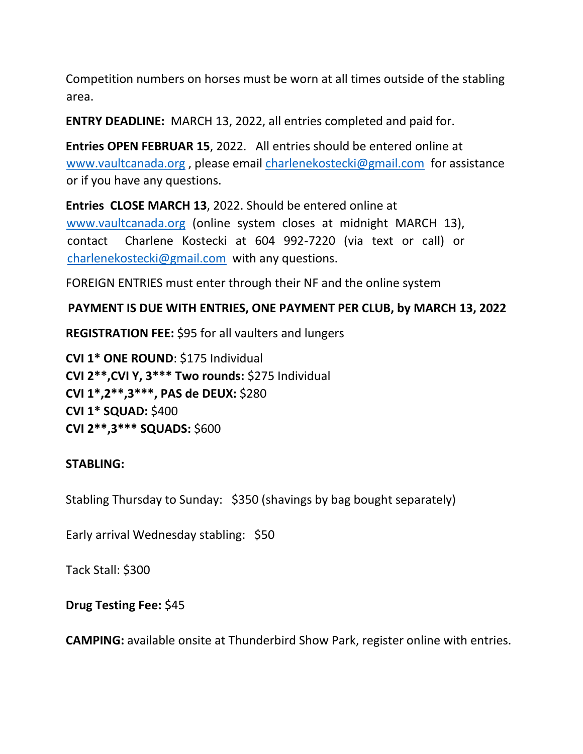Competition numbers on horses must be worn at all times outside of the stabling area.

**ENTRY DEADLINE:** MARCH 13, 2022, all entries completed and paid for.

**Entries OPEN FEBRUAR 15**, 2022. All entries should be entered online at www.vaultcanada.org , please email charlenekostecki@gmail.com for assistance or if you have any questions.

**Entries CLOSE MARCH 13**, 2022. Should be entered online at www.vaultcanada.org (online system closes at midnight MARCH 13), contact Charlene Kostecki at 604 992-7220 (via text or call) or charlenekostecki@gmail.com with any questions.

FOREIGN ENTRIES must enter through their NF and the online system

**PAYMENT IS DUE WITH ENTRIES, ONE PAYMENT PER CLUB, by MARCH 13, 2022**

**REGISTRATION FEE:** $95 for all vaulters and lungers

**CVI 1* ONE ROUND**: $175 Individual
**CVI 2**,CVI Y, 3*** Two rounds:** $275 Individual
**CVI 1*,2**,3***, PAS de DEUX:** $280
**CVI 1* SQUAD:** $400
**CVI 2**,3*** SQUADS:** $600

**STABLING:**

Stabling Thursday to Sunday: $350 (shavings by bag bought separately)

Early arrival Wednesday stabling: $50

Tack Stall: $300

**Drug Testing Fee:** $45

**CAMPING:** available onsite at Thunderbird Show Park, register online with entries.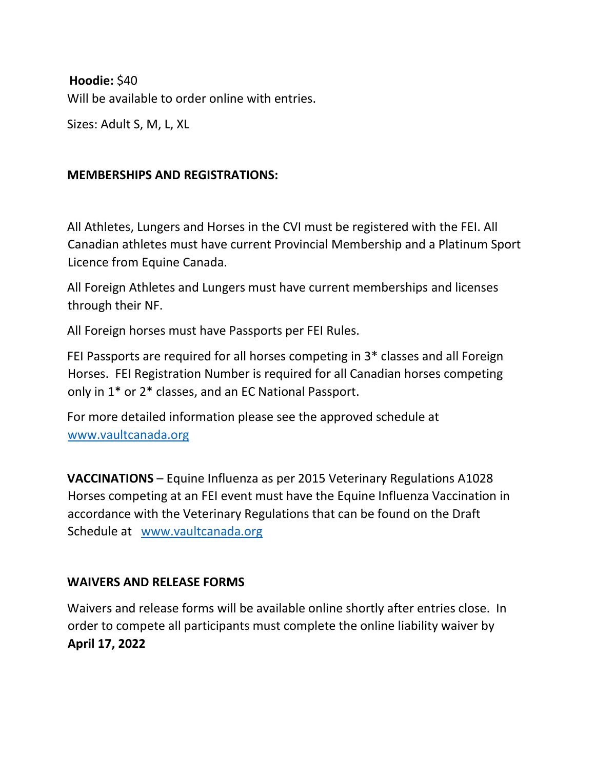**Hoodie:** $40

Will be available to order online with entries.

Sizes: Adult S, M, L, XL

**MEMBERSHIPS AND REGISTRATIONS:**

All Athletes, Lungers and Horses in the CVI must be registered with the FEI. All Canadian athletes must have current Provincial Membership and a Platinum Sport Licence from Equine Canada.

All Foreign Athletes and Lungers must have current memberships and licenses through their NF.

All Foreign horses must have Passports per FEI Rules.

FEI Passports are required for all horses competing in 3* classes and all Foreign Horses. FEI Registration Number is required for all Canadian horses competing only in 1* or 2* classes, and an EC National Passport.

For more detailed information please see the approved schedule at [www.vaultcanada.org](http://www.vaultcanada.org)

**VACCINATIONS** – Equine Influenza as per 2015 Veterinary Regulations A1028 Horses competing at an FEI event must have the Equine Influenza Vaccination in accordance with the Veterinary Regulations that can be found on the Draft Schedule at [www.vaultcanada.org](http://www.vaultcanada.org)

**WAIVERS AND RELEASE FORMS**

Waivers and release forms will be available online shortly after entries close. In order to compete all participants must complete the online liability waiver by **April 17, 2022**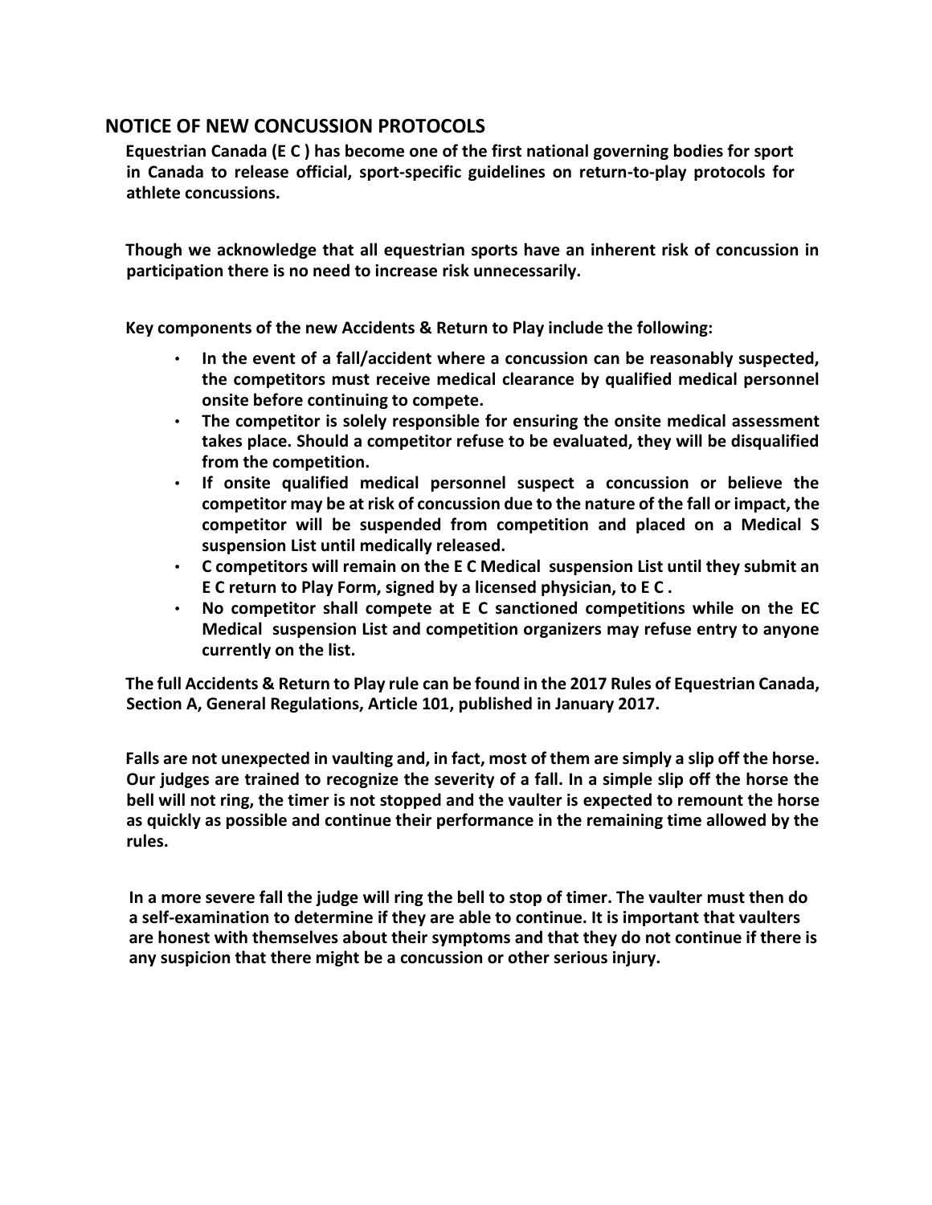## NOTICE OF NEW CONCUSSION PROTOCOLS

**Equestrian Canada (E C ) has become one of the first national governing bodies for sport in Canada to release official, sport-specific guidelines on return-to-play protocols for athlete concussions.**

**Though we acknowledge that all equestrian sports have an inherent risk of concussion in participation there is no need to increase risk unnecessarily.**

**Key components of the new Accidents & Return to Play include the following:**

- **In the event of a fall/accident where a concussion can be reasonably suspected, the competitors must receive medical clearance by qualified medical personnel onsite before continuing to compete.**
- **The competitor is solely responsible for ensuring the onsite medical assessment takes place. Should a competitor refuse to be evaluated, they will be disqualified from the competition.**
- **If onsite qualified medical personnel suspect a concussion or believe the competitor may be at risk of concussion due to the nature of the fall or impact, the competitor will be suspended from competition and placed on a Medical S suspension List until medically released.**
- **C competitors will remain on the E C Medical suspension List until they submit an E C return to Play Form, signed by a licensed physician, to E C .**
- **No competitor shall compete at E C sanctioned competitions while on the EC Medical suspension List and competition organizers may refuse entry to anyone currently on the list.**

**The full Accidents & Return to Play rule can be found in the 2017 Rules of Equestrian Canada, Section A, General Regulations, Article 101, published in January 2017.**

**Falls are not unexpected in vaulting and, in fact, most of them are simply a slip off the horse. Our judges are trained to recognize the severity of a fall. In a simple slip off the horse the bell will not ring, the timer is not stopped and the vaulter is expected to remount the horse as quickly as possible and continue their performance in the remaining time allowed by the rules.**

**In a more severe fall the judge will ring the bell to stop of timer. The vaulter must then do a self-examination to determine if they are able to continue. It is important that vaulters are honest with themselves about their symptoms and that they do not continue if there is any suspicion that there might be a concussion or other serious injury.**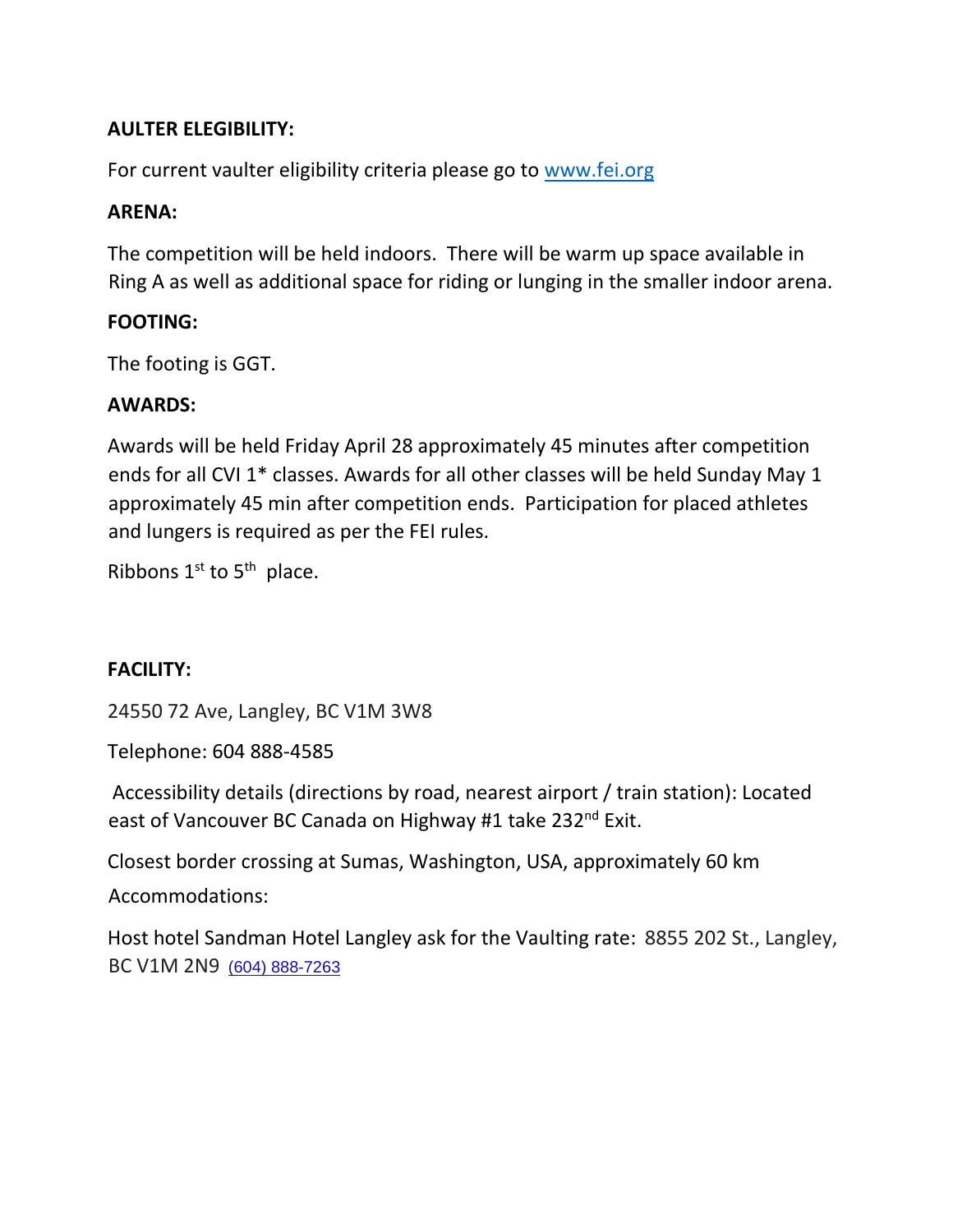**AULTER ELEGIBILITY:**

For current vaulter eligibility criteria please go to www.fei.org

**ARENA:**

The competition will be held indoors. There will be warm up space available in Ring A as well as additional space for riding or lunging in the smaller indoor arena.

**FOOTING:**

The footing is GGT.

**AWARDS:**

Awards will be held Friday April 28 approximately 45 minutes after competition ends for all CVI 1* classes. Awards for all other classes will be held Sunday May 1 approximately 45 min after competition ends. Participation for placed athletes and lungers is required as per the FEI rules.

Ribbons 1st to 5th place.

**FACILITY:**

24550 72 Ave, Langley, BC V1M 3W8

Telephone: 604 888-4585

Accessibility details (directions by road, nearest airport / train station): Located east of Vancouver BC Canada on Highway #1 take 232nd Exit.

Closest border crossing at Sumas, Washington, USA, approximately 60 km

Accommodations:

Host hotel Sandman Hotel Langley ask for the Vaulting rate: 8855 202 St., Langley, BC V1M 2N9 (604) 888-7263